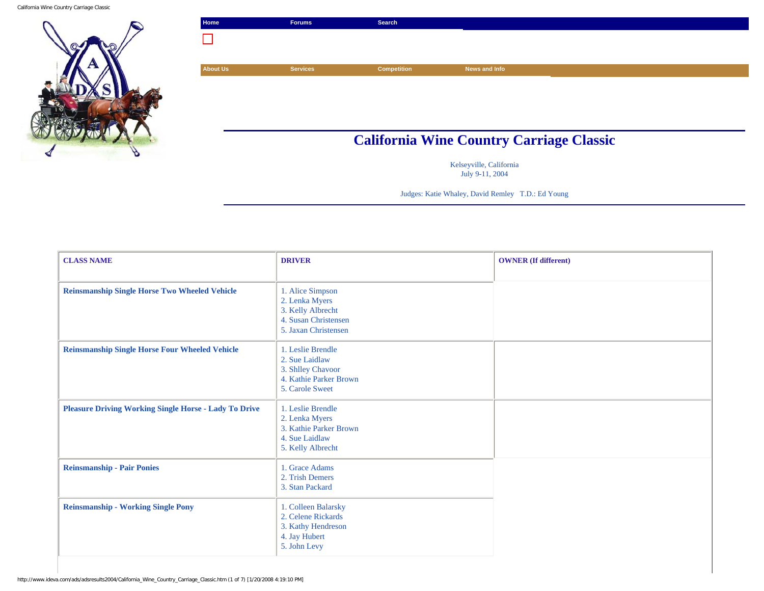Home | Forums | Search

About Us | Services | Competition | News and Info

# California Wine Country Carriage Classic

Kelseyville, California
July 9-11, 2004

Judges: Katie Whaley, David Remley   T.D.: Ed Young

| CLASS NAME | DRIVER | OWNER (If different) |
|---|---|---|
| **Reinsmanship Single Horse Two Wheeled Vehicle** | 1. Alice Simpson<br>2. Lenka Myers<br>3. Kelly Albrecht<br>4. Susan Christensen<br>5. Jaxan Christensen | |
| **Reinsmanship Single Horse Four Wheeled Vehicle** | 1. Leslie Brendle<br>2. Sue Laidlaw<br>3. Shlley Chavoor<br>4. Kathie Parker Brown<br>5. Carole Sweet | |
| **Pleasure Driving Working Single Horse - Lady To Drive** | 1. Leslie Brendle<br>2. Lenka Myers<br>3. Kathie Parker Brown<br>4. Sue Laidlaw<br>5. Kelly Albrecht | |
| **Reinsmanship - Pair Ponies** | 1. Grace Adams<br>2. Trish Demers<br>3. Stan Packard | |
| **Reinsmanship - Working Single Pony** | 1. Colleen Balarsky<br>2. Celene Rickards<br>3. Kathy Hendreson<br>4. Jay Hubert<br>5. John Levy | |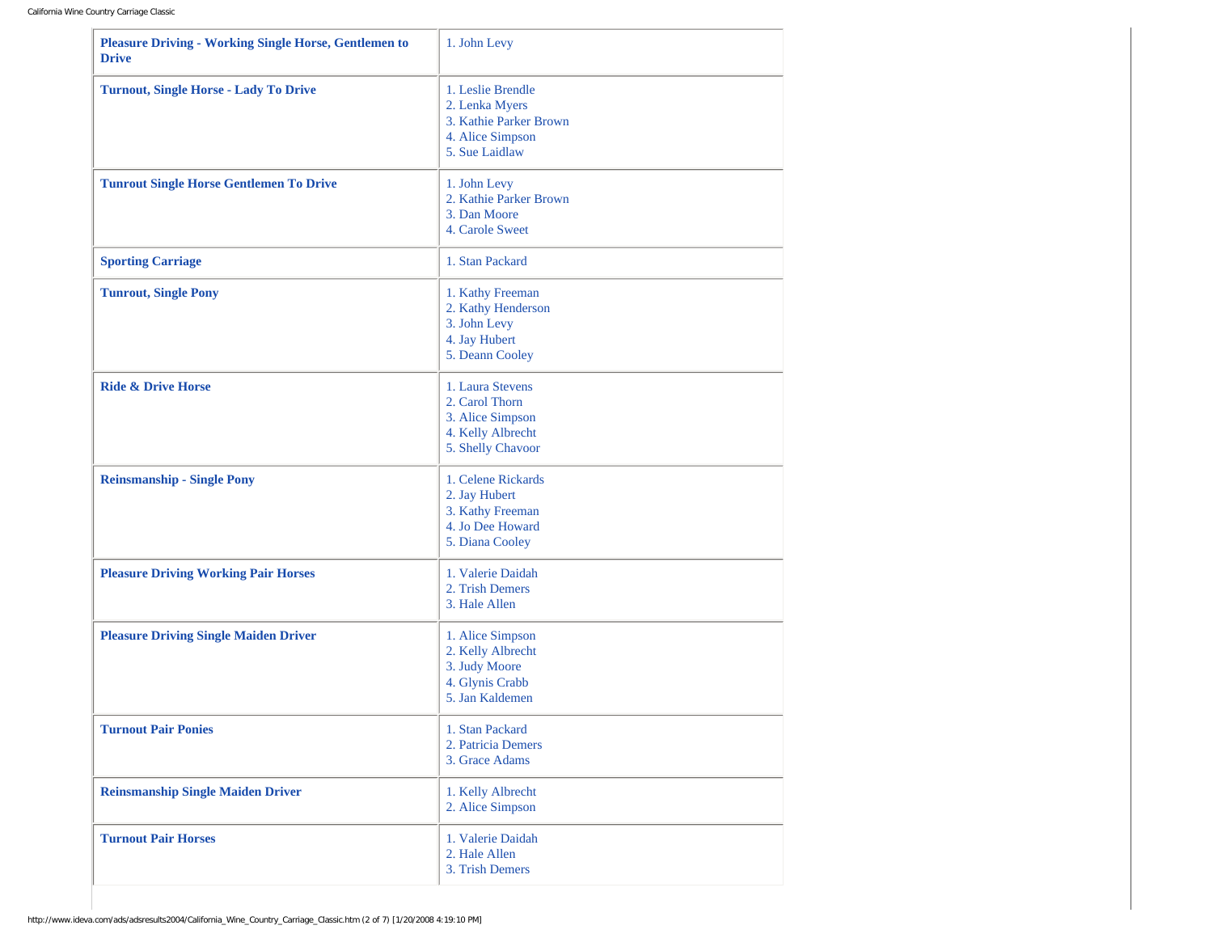| Class | Results |
| --- | --- |
| **Pleasure Driving - Working Single Horse, Gentlemen to Drive** | 1. John Levy |
| **Turnout, Single Horse - Lady To Drive** | 1. Leslie Brendle<br>2. Lenka Myers<br>3. Kathie Parker Brown<br>4. Alice Simpson<br>5. Sue Laidlaw |
| **Tunrout Single Horse Gentlemen To Drive** | 1. John Levy<br>2. Kathie Parker Brown<br>3. Dan Moore<br>4. Carole Sweet |
| **Sporting Carriage** | 1. Stan Packard |
| **Tunrout, Single Pony** | 1. Kathy Freeman<br>2. Kathy Henderson<br>3. John Levy<br>4. Jay Hubert<br>5. Deann Cooley |
| **Ride & Drive Horse** | 1. Laura Stevens<br>2. Carol Thorn<br>3. Alice Simpson<br>4. Kelly Albrecht<br>5. Shelly Chavoor |
| **Reinsmanship - Single Pony** | 1. Celene Rickards<br>2. Jay Hubert<br>3. Kathy Freeman<br>4. Jo Dee Howard<br>5. Diana Cooley |
| **Pleasure Driving Working Pair Horses** | 1. Valerie Daidah<br>2. Trish Demers<br>3. Hale Allen |
| **Pleasure Driving Single Maiden Driver** | 1. Alice Simpson<br>2. Kelly Albrecht<br>3. Judy Moore<br>4. Glynis Crabb<br>5. Jan Kaldemen |
| **Turnout Pair Ponies** | 1. Stan Packard<br>2. Patricia Demers<br>3. Grace Adams |
| **Reinsmanship Single Maiden Driver** | 1. Kelly Albrecht<br>2. Alice Simpson |
| **Turnout Pair Horses** | 1. Valerie Daidah<br>2. Hale Allen<br>3. Trish Demers |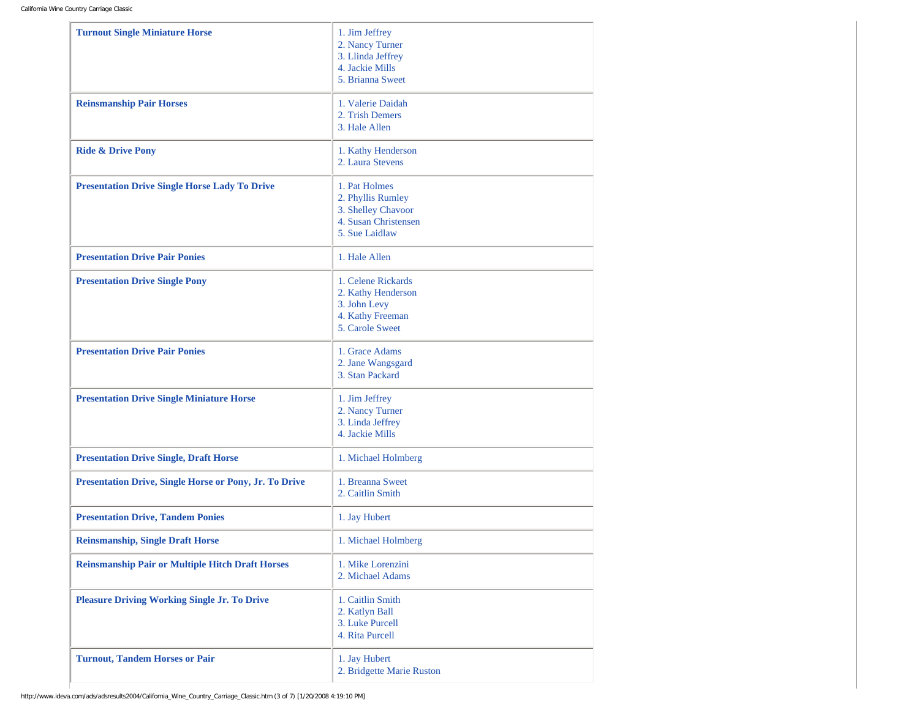| | |
|---|---|
| **Turnout Single Miniature Horse** | 1. Jim Jeffrey<br>2. Nancy Turner<br>3. Llinda Jeffrey<br>4. Jackie Mills<br>5. Brianna Sweet |
| **Reinsmanship Pair Horses** | 1. Valerie Daidah<br>2. Trish Demers<br>3. Hale Allen |
| **Ride & Drive Pony** | 1. Kathy Henderson<br>2. Laura Stevens |
| **Presentation Drive Single Horse Lady To Drive** | 1. Pat Holmes<br>2. Phyllis Rumley<br>3. Shelley Chavoor<br>4. Susan Christensen<br>5. Sue Laidlaw |
| **Presentation Drive Pair Ponies** | 1. Hale Allen |
| **Presentation Drive Single Pony** | 1. Celene Rickards<br>2. Kathy Henderson<br>3. John Levy<br>4. Kathy Freeman<br>5. Carole Sweet |
| **Presentation Drive Pair Ponies** | 1. Grace Adams<br>2. Jane Wangsgard<br>3. Stan Packard |
| **Presentation Drive Single Miniature Horse** | 1. Jim Jeffrey<br>2. Nancy Turner<br>3. Linda Jeffrey<br>4. Jackie Mills |
| **Presentation Drive Single, Draft Horse** | 1. Michael Holmberg |
| **Presentation Drive, Single Horse or Pony, Jr. To Drive** | 1. Breanna Sweet<br>2. Caitlin Smith |
| **Presentation Drive, Tandem Ponies** | 1. Jay Hubert |
| **Reinsmanship, Single Draft Horse** | 1. Michael Holmberg |
| **Reinsmanship Pair or Multiple Hitch Draft Horses** | 1. Mike Lorenzini<br>2. Michael Adams |
| **Pleasure Driving Working Single Jr. To Drive** | 1. Caitlin Smith<br>2. Katlyn Ball<br>3. Luke Purcell<br>4. Rita Purcell |
| **Turnout, Tandem Horses or Pair** | 1. Jay Hubert<br>2. Bridgette Marie Ruston |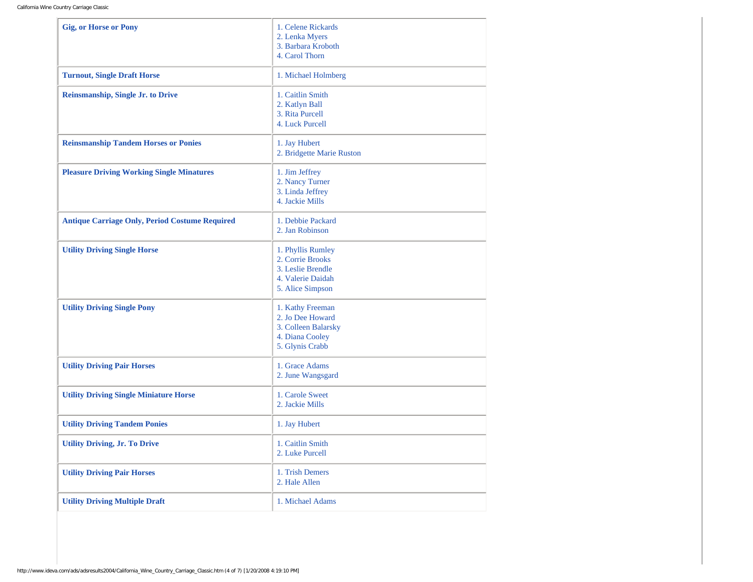| | |
|---|---|
| **Gig, or Horse or Pony** | 1. Celene Rickards<br>2. Lenka Myers<br>3. Barbara Kroboth<br>4. Carol Thorn |
| **Turnout, Single Draft Horse** | 1. Michael Holmberg |
| **Reinsmanship, Single Jr. to Drive** | 1. Caitlin Smith<br>2. Katlyn Ball<br>3. Rita Purcell<br>4. Luck Purcell |
| **Reinsmanship Tandem Horses or Ponies** | 1. Jay Hubert<br>2. Bridgette Marie Ruston |
| **Pleasure Driving Working Single Minatures** | 1. Jim Jeffrey<br>2. Nancy Turner<br>3. Linda Jeffrey<br>4. Jackie Mills |
| **Antique Carriage Only, Period Costume Required** | 1. Debbie Packard<br>2. Jan Robinson |
| **Utility Driving Single Horse** | 1. Phyllis Rumley<br>2. Corrie Brooks<br>3. Leslie Brendle<br>4. Valerie Daidah<br>5. Alice Simpson |
| **Utility Driving Single Pony** | 1. Kathy Freeman<br>2. Jo Dee Howard<br>3. Colleen Balarsky<br>4. Diana Cooley<br>5. Glynis Crabb |
| **Utility Driving Pair Horses** | 1. Grace Adams<br>2. June Wangsgard |
| **Utility Driving Single Miniature Horse** | 1. Carole Sweet<br>2. Jackie Mills |
| **Utility Driving Tandem Ponies** | 1. Jay Hubert |
| **Utility Driving, Jr. To Drive** | 1. Caitlin Smith<br>2. Luke Purcell |
| **Utility Driving Pair Horses** | 1. Trish Demers<br>2. Hale Allen |
| **Utility Driving Multiple Draft** | 1. Michael Adams |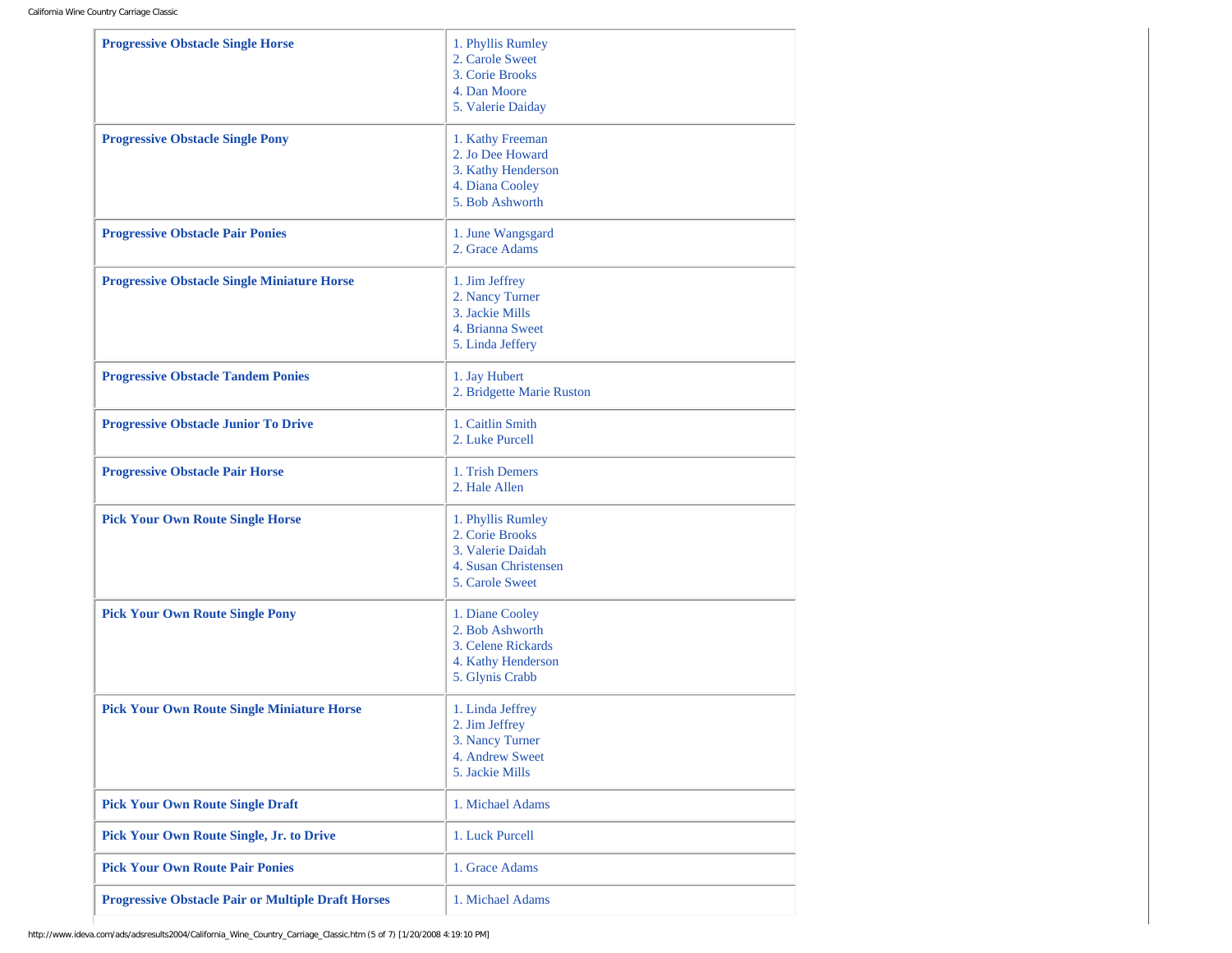| | |
|---|---|
| **Progressive Obstacle Single Horse** | 1. Phyllis Rumley<br>2. Carole Sweet<br>3. Corie Brooks<br>4. Dan Moore<br>5. Valerie Daiday |
| **Progressive Obstacle Single Pony** | 1. Kathy Freeman<br>2. Jo Dee Howard<br>3. Kathy Henderson<br>4. Diana Cooley<br>5. Bob Ashworth |
| **Progressive Obstacle Pair Ponies** | 1. June Wangsgard<br>2. Grace Adams |
| **Progressive Obstacle Single Miniature Horse** | 1. Jim Jeffrey<br>2. Nancy Turner<br>3. Jackie Mills<br>4. Brianna Sweet<br>5. Linda Jeffery |
| **Progressive Obstacle Tandem Ponies** | 1. Jay Hubert<br>2. Bridgette Marie Ruston |
| **Progressive Obstacle Junior To Drive** | 1. Caitlin Smith<br>2. Luke Purcell |
| **Progressive Obstacle Pair Horse** | 1. Trish Demers<br>2. Hale Allen |
| **Pick Your Own Route Single Horse** | 1. Phyllis Rumley<br>2. Corie Brooks<br>3. Valerie Daidah<br>4. Susan Christensen<br>5. Carole Sweet |
| **Pick Your Own Route Single Pony** | 1. Diane Cooley<br>2. Bob Ashworth<br>3. Celene Rickards<br>4. Kathy Henderson<br>5. Glynis Crabb |
| **Pick Your Own Route Single Miniature Horse** | 1. Linda Jeffrey<br>2. Jim Jeffrey<br>3. Nancy Turner<br>4. Andrew Sweet<br>5. Jackie Mills |
| **Pick Your Own Route Single Draft** | 1. Michael Adams |
| **Pick Your Own Route Single, Jr. to Drive** | 1. Luck Purcell |
| **Pick Your Own Route Pair Ponies** | 1. Grace Adams |
| **Progressive Obstacle Pair or Multiple Draft Horses** | 1. Michael Adams |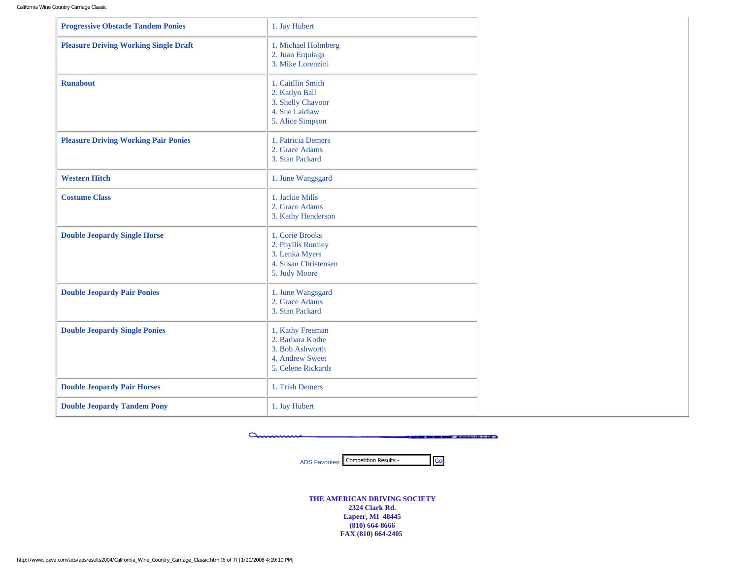| Class | Results |
|---|---|
| **Progressive Obstacle Tandem Ponies** | 1. Jay Hubert |
| **Pleasure Driving Working Single Draft** | 1. Michael Holmberg<br>2. Juan Erquiaga<br>3. Mike Lorenzini |
| **Runabout** | 1. Caitllin Smith<br>2. Katlyn Ball<br>3. Shelly Chavoor<br>4. Sue Laidlaw<br>5. Alice Simpson |
| **Pleasure Driving Working Pair Ponies** | 1. Patricia Demers<br>2. Grace Adams<br>3. Stan Packard |
| **Western Hitch** | 1. June Wangsgard |
| **Costume Class** | 1. Jackie Mills<br>2. Grace Adams<br>3. Kathy Henderson |
| **Double Jeopardy Single Horse** | 1. Corie Brooks<br>2. Phyllis Rumley<br>3. Lenka Myers<br>4. Susan Christensen<br>5. Judy Moore |
| **Double Jeopardy Pair Ponies** | 1. June Wangsgard<br>2. Grace Adams<br>3. Stan Packard |
| **Double Jeopardy Single Ponies** | 1. Kathy Freeman<br>2. Barbara Kothe<br>3. Bob Ashworth<br>4. Andrew Sweet<br>5. Celene Rickards |
| **Double Jeopardy Pair Horses** | 1. Trish Demers |
| **Double Jeopardy Tandem Pony** | 1. Jay Hubert |

ADS Favorites: Competition Results - Go

**THE AMERICAN DRIVING SOCIETY**
**2324 Clark Rd.**
**Lapeer, MI 48445**
**(810) 664-8666**
**FAX (810) 664-2405**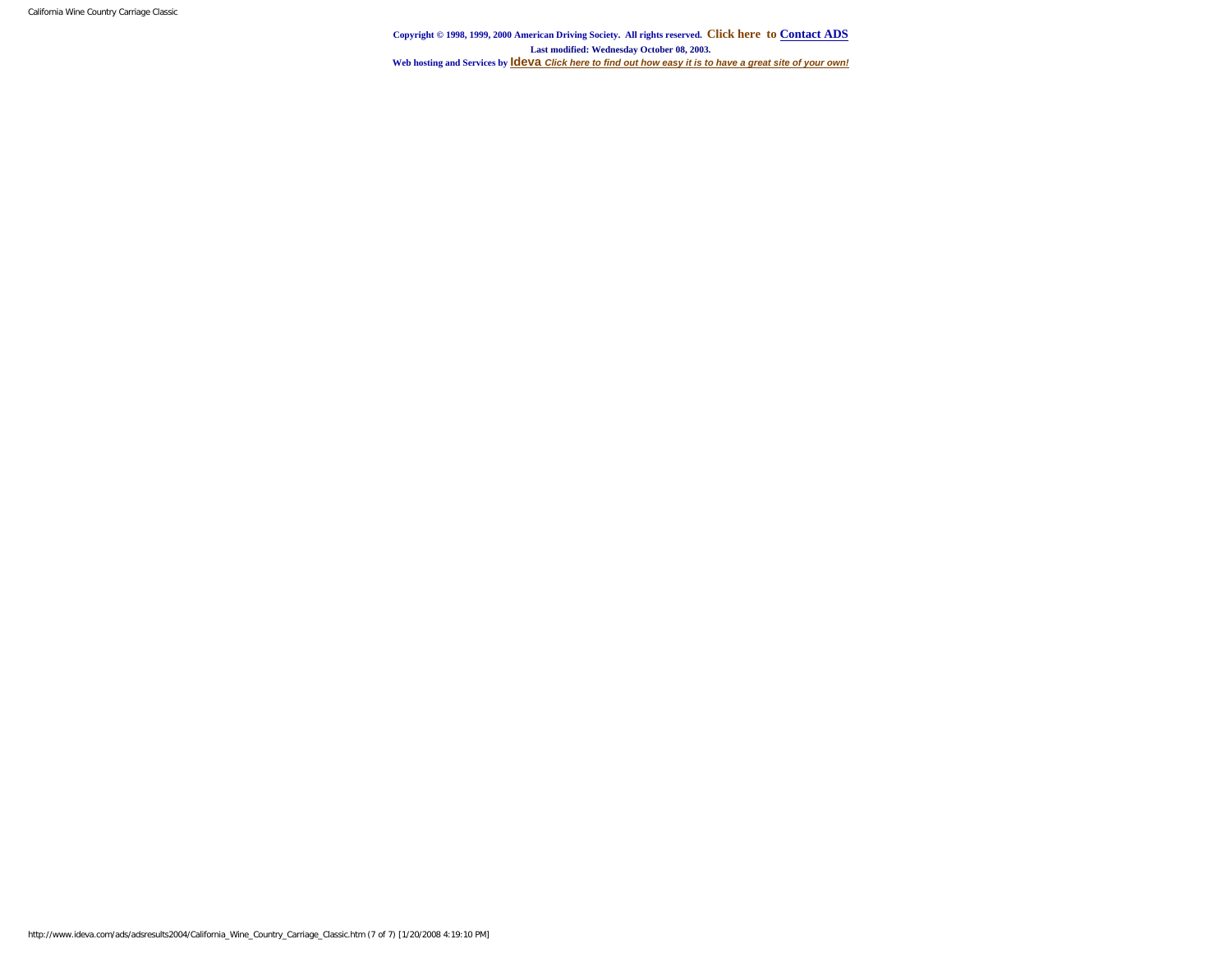**Copyright © 1998, 1999, 2000 American Driving Society. All rights reserved.** **Click here to [Contact ADS]**

**Last modified: Wednesday October 08, 2003.**

**Web hosting and Services by** **Ideva** ***Click here to find out how easy it is to have a great site of your own!***